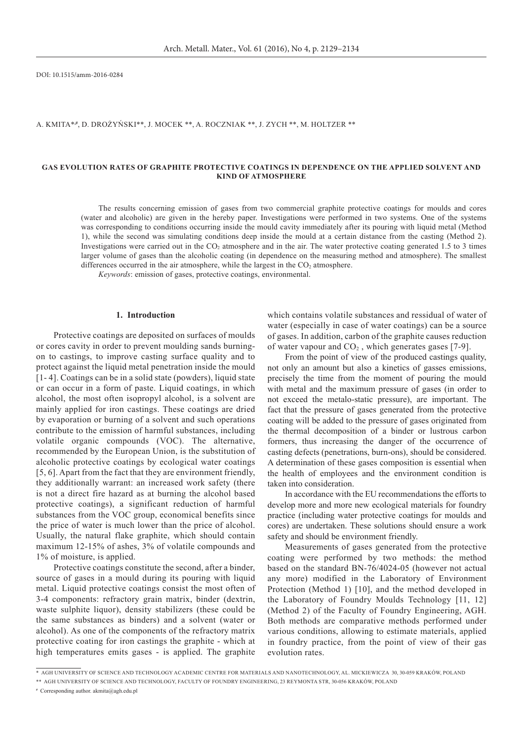DOI: 10.1515/amm-2016-0284

A. KMITA*,#, D. DROŻYŃSKI**, J. MOCEK **, A. ROCZNIAK **, J. ZYCH **, M. HOLTZER **

# GAS EVOLUTION RATES OF GRAPHITE PROTECTIVE COATINGS IN DEPENDENCE ON THE APPLIED SOLVENT AND KIND OF ATMOSPHERE

The results concerning emission of gases from two commercial graphite protective coatings for moulds and cores (water and alcoholic) are given in the hereby paper. Investigations were performed in two systems. One of the systems was corresponding to conditions occurring inside the mould cavity immediately after its pouring with liquid metal (Method 1), while the second was simulating conditions deep inside the mould at a certain distance from the casting (Method 2). Investigations were carried out in the $CO_2$ atmosphere and in the air. The water protective coating generated 1.5 to 3 times larger volume of gases than the alcoholic coating (in dependence on the measuring method and atmosphere). The smallest differences occurred in the air atmosphere, while the largest in the $CO_2$ atmosphere.

*Keywords*: emission of gases, protective coatings, environmental.

## 1. Introduction

Protective coatings are deposited on surfaces of moulds or cores cavity in order to prevent moulding sands burning-on to castings, to improve casting surface quality and to protect against the liquid metal penetration inside the mould [1- 4]. Coatings can be in a solid state (powders), liquid state or can occur in a form of paste. Liquid coatings, in which alcohol, the most often isopropyl alcohol, is a solvent are mainly applied for iron castings. These coatings are dried by evaporation or burning of a solvent and such operations contribute to the emission of harmful substances, including volatile organic compounds (VOC). The alternative, recommended by the European Union, is the substitution of alcoholic protective coatings by ecological water coatings [5, 6]. Apart from the fact that they are environment friendly, they additionally warrant: an increased work safety (there is not a direct fire hazard as at burning the alcohol based protective coatings), a significant reduction of harmful substances from the VOC group, economical benefits since the price of water is much lower than the price of alcohol. Usually, the natural flake graphite, which should contain maximum 12-15% of ashes, 3% of volatile compounds and 1% of moisture, is applied.

Protective coatings constitute the second, after a binder, source of gases in a mould during its pouring with liquid metal. Liquid protective coatings consist the most often of 3-4 components: refractory grain matrix, binder (dextrin, waste sulphite liquor), density stabilizers (these could be the same substances as binders) and a solvent (water or alcohol). As one of the components of the refractory matrix protective coating for iron castings the graphite - which at high temperatures emits gases - is applied. The graphite which contains volatile substances and ressidual of water of water (especially in case of water coatings) can be a source of gases. In addition, carbon of the graphite causes reduction of water vapour and $CO_2$ , which generates gases [7-9].

From the point of view of the produced castings quality, not only an amount but also a kinetics of gasses emissions, precisely the time from the moment of pouring the mould with metal and the maximum pressure of gases (in order to not exceed the metalo-static pressure), are important. The fact that the pressure of gases generated from the protective coating will be added to the pressure of gases originated from the thermal decomposition of a binder or lustrous carbon formers, thus increasing the danger of the occurrence of casting defects (penetrations, burn-ons), should be considered. A determination of these gases composition is essential when the health of employees and the environment condition is taken into consideration.

In accordance with the EU recommendations the efforts to develop more and more new ecological materials for foundry practice (including water protective coatings for moulds and cores) are undertaken. These solutions should ensure a work safety and should be environment friendly.

Measurements of gases generated from the protective coating were performed by two methods: the method based on the standard BN-76/4024-05 (however not actual any more) modified in the Laboratory of Environment Protection (Method 1) [10], and the method developed in the Laboratory of Foundry Moulds Technology [11, 12] (Method 2) of the Faculty of Foundry Engineering, AGH. Both methods are comparative methods performed under various conditions, allowing to estimate materials, applied in foundry practice, from the point of view of their gas evolution rates.

\* AGH UNIVERSITY OF SCIENCE AND TECHNOLOGY ACADEMIC CENTRE FOR MATERIALS AND NANOTECHNOLOGY, AL. MICKIEWICZA 30, 30-059 KRAKÓW, POLAND

\*\* AGH UNIVERSITY OF SCIENCE AND TECHNOLOGY, FACULTY OF FOUNDRY ENGINEERING, 23 REYMONTA STR, 30-056 KRAKÓW, POLAND

\# Corresponding author. akmita@agh.edu.pl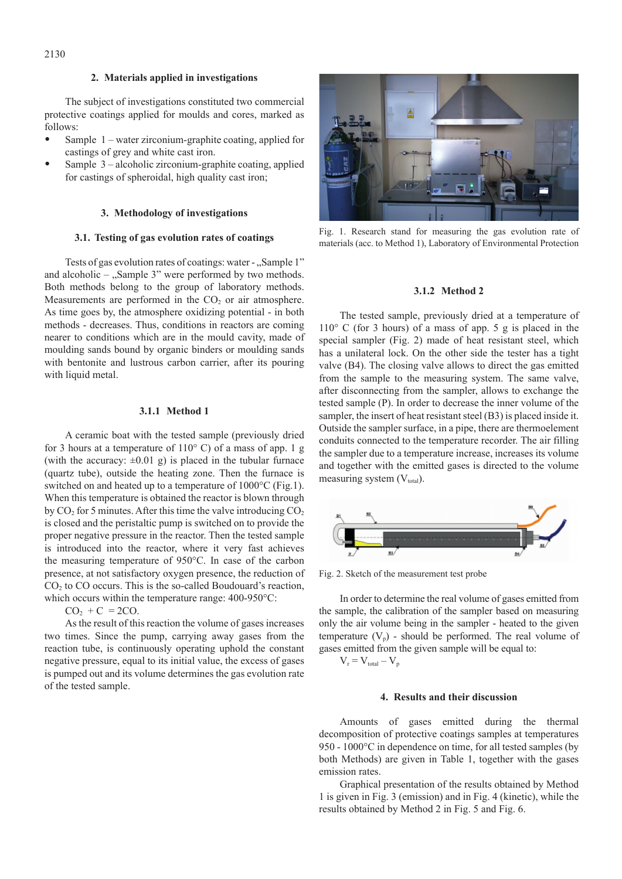## 2. Materials applied in investigations

The subject of investigations constituted two commercial protective coatings applied for moulds and cores, marked as follows:

- Sample 1 – water zirconium-graphite coating, applied for castings of grey and white cast iron.
- Sample 3 – alcoholic zirconium-graphite coating, applied for castings of spheroidal, high quality cast iron;

## 3. Methodology of investigations

### 3.1. Testing of gas evolution rates of coatings

Tests of gas evolution rates of coatings: water - „Sample 1" and alcoholic – „Sample 3" were performed by two methods. Both methods belong to the group of laboratory methods. Measurements are performed in the $CO_2$ or air atmosphere. As time goes by, the atmosphere oxidizing potential - in both methods - decreases. Thus, conditions in reactors are coming nearer to conditions which are in the mould cavity, made of moulding sands bound by organic binders or moulding sands with bentonite and lustrous carbon carrier, after its pouring with liquid metal.

#### 3.1.1 Method 1

A ceramic boat with the tested sample (previously dried for 3 hours at a temperature of 110° C) of a mass of app. 1 g (with the accuracy: ±0.01 g) is placed in the tubular furnace (quartz tube), outside the heating zone. Then the furnace is switched on and heated up to a temperature of 1000°C (Fig.1). When this temperature is obtained the reactor is blown through by $CO_2$ for 5 minutes. After this time the valve introducing $CO_2$ is closed and the peristaltic pump is switched on to provide the proper negative pressure in the reactor. Then the tested sample is introduced into the reactor, where it very fast achieves the measuring temperature of 950°C. In case of the carbon presence, at not satisfactory oxygen presence, the reduction of $CO_2$ to CO occurs. This is the so-called Boudouard's reaction, which occurs within the temperature range: 400-950°C:

$$CO_2 + C = 2CO.$$

As the result of this reaction the volume of gases increases two times. Since the pump, carrying away gases from the reaction tube, is continuously operating uphold the constant negative pressure, equal to its initial value, the excess of gases is pumped out and its volume determines the gas evolution rate of the tested sample.

Fig. 1. Research stand for measuring the gas evolution rate of materials (acc. to Method 1), Laboratory of Environmental Protection

#### 3.1.2 Method 2

The tested sample, previously dried at a temperature of 110° C (for 3 hours) of a mass of app. 5 g is placed in the special sampler (Fig. 2) made of heat resistant steel, which has a unilateral lock. On the other side the tester has a tight valve (B4). The closing valve allows to direct the gas emitted from the sample to the measuring system. The same valve, after disconnecting from the sampler, allows to exchange the tested sample (P). In order to decrease the inner volume of the sampler, the insert of heat resistant steel (B3) is placed inside it. Outside the sampler surface, in a pipe, there are thermoelement conduits connected to the temperature recorder. The air filling the sampler due to a temperature increase, increases its volume and together with the emitted gases is directed to the volume measuring system ($V_{total}$).

Fig. 2. Sketch of the measurement test probe

In order to determine the real volume of gases emitted from the sample, the calibration of the sampler based on measuring only the air volume being in the sampler - heated to the given temperature ($V_p$) - should be performed. The real volume of gases emitted from the given sample will be equal to:

$$V_r = V_{total} - V_p$$

## 4. Results and their discussion

Amounts of gases emitted during the thermal decomposition of protective coatings samples at temperatures 950 - 1000°C in dependence on time, for all tested samples (by both Methods) are given in Table 1, together with the gases emission rates.

Graphical presentation of the results obtained by Method 1 is given in Fig. 3 (emission) and in Fig. 4 (kinetic), while the results obtained by Method 2 in Fig. 5 and Fig. 6.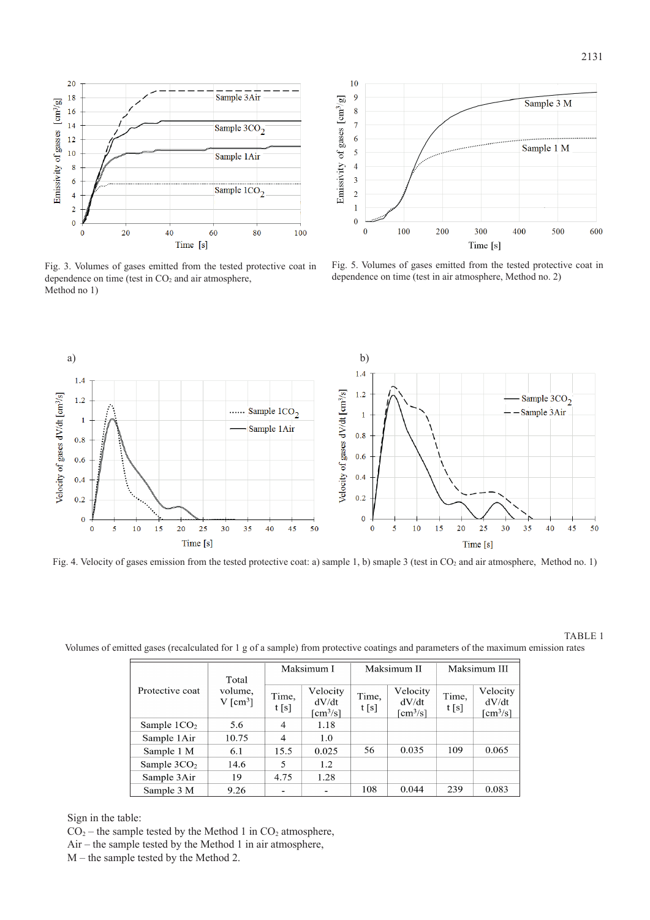Fig. 3. Volumes of gases emitted from the tested protective coat in dependence on time (test in $CO_2$ and air atmosphere, Method no 1)

Fig. 5. Volumes of gases emitted from the tested protective coat in dependence on time (test in air atmosphere, Method no. 2)

Fig. 4. Velocity of gases emission from the tested protective coat: a) sample 1, b) smaple 3 (test in $CO_2$ and air atmosphere, Method no. 1)

TABLE 1

Volumes of emitted gases (recalculated for 1 g of a sample) from protective coatings and parameters of the maximum emission rates

| Protective coat | Total volume, V [cm$^3$] | Maksimum I | | Maksimum II | | Maksimum III | |
|---|---|---|---|---|---|---|---|
| | | Time, t [s] | Velocity dV/dt [cm$^3$/s] | Time, t [s] | Velocity dV/dt [cm$^3$/s] | Time, t [s] | Velocity dV/dt [cm$^3$/s] |
| Sample 1$CO_2$ | 5.6 | 4 | 1.18 | | | | |
| Sample 1Air | 10.75 | 4 | 1.0 | | | | |
| Sample 1 M | 6.1 | 15.5 | 0.025 | 56 | 0.035 | 109 | 0.065 |
| Sample 3$CO_2$ | 14.6 | 5 | 1.2 | | | | |
| Sample 3Air | 19 | 4.75 | 1.28 | | | | |
| Sample 3 M | 9.26 | - | - | 108 | 0.044 | 239 | 0.083 |

Sign in the table:
$CO_2$ – the sample tested by the Method 1 in $CO_2$ atmosphere,
Air – the sample tested by the Method 1 in air atmosphere,
M – the sample tested by the Method 2.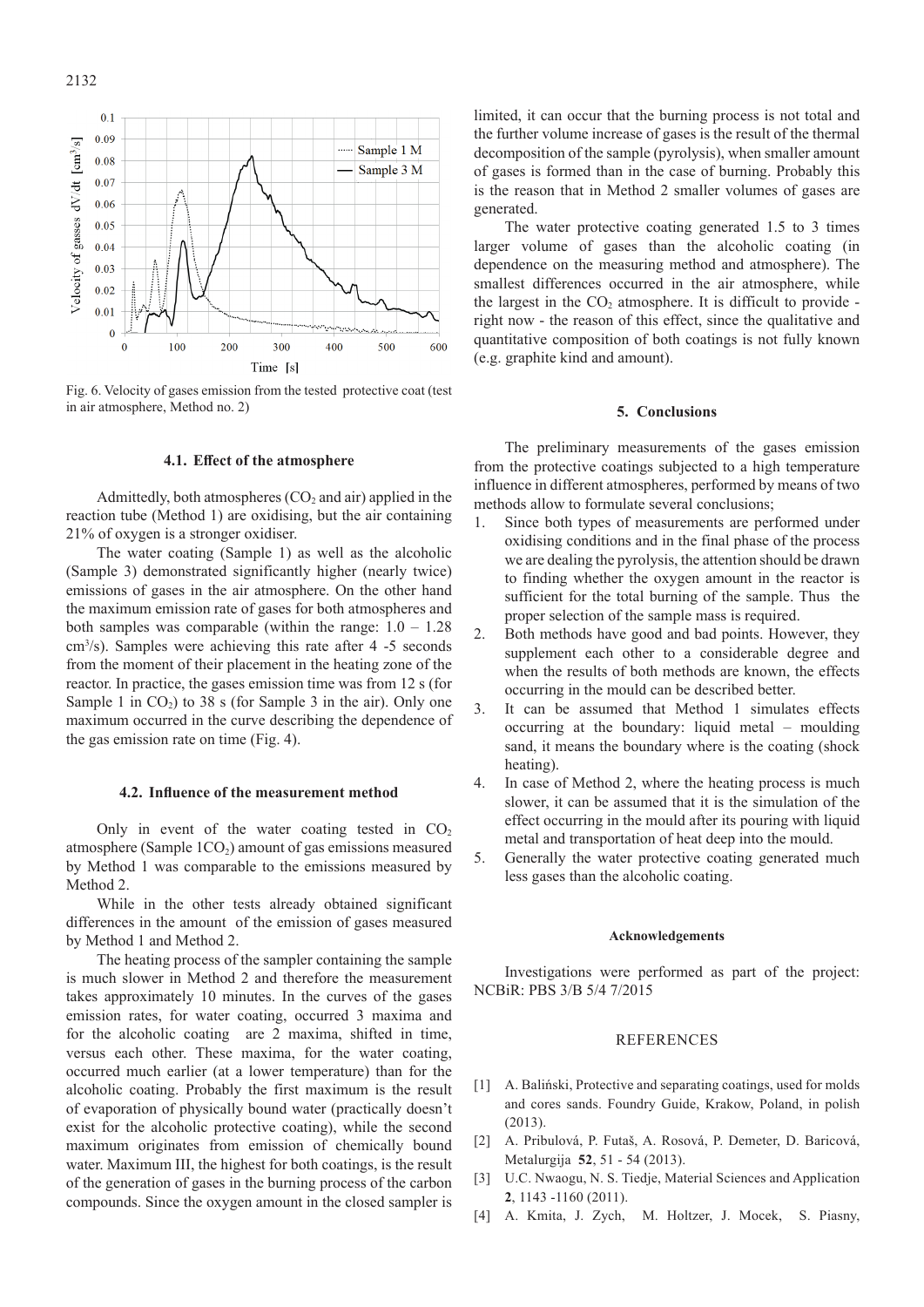Fig. 6. Velocity of gases emission from the tested protective coat (test in air atmosphere, Method no. 2)

### 4.1. Effect of the atmosphere

Admittedly, both atmospheres ($CO_2$ and air) applied in the reaction tube (Method 1) are oxidising, but the air containing 21% of oxygen is a stronger oxidiser.

The water coating (Sample 1) as well as the alcoholic (Sample 3) demonstrated significantly higher (nearly twice) emissions of gases in the air atmosphere. On the other hand the maximum emission rate of gases for both atmospheres and both samples was comparable (within the range: 1.0 – 1.28 $cm^3/s$). Samples were achieving this rate after 4 -5 seconds from the moment of their placement in the heating zone of the reactor. In practice, the gases emission time was from 12 s (for Sample 1 in $CO_2$) to 38 s (for Sample 3 in the air). Only one maximum occurred in the curve describing the dependence of the gas emission rate on time (Fig. 4).

### 4.2. Influence of the measurement method

Only in event of the water coating tested in $CO_2$ atmosphere (Sample 1$CO_2$) amount of gas emissions measured by Method 1 was comparable to the emissions measured by Method 2.

While in the other tests already obtained significant differences in the amount of the emission of gases measured by Method 1 and Method 2.

The heating process of the sampler containing the sample is much slower in Method 2 and therefore the measurement takes approximately 10 minutes. In the curves of the gases emission rates, for water coating, occurred 3 maxima and for the alcoholic coating are 2 maxima, shifted in time, versus each other. These maxima, for the water coating, occurred much earlier (at a lower temperature) than for the alcoholic coating. Probably the first maximum is the result of evaporation of physically bound water (practically doesn't exist for the alcoholic protective coating), while the second maximum originates from emission of chemically bound water. Maximum III, the highest for both coatings, is the result of the generation of gases in the burning process of the carbon compounds. Since the oxygen amount in the closed sampler is limited, it can occur that the burning process is not total and the further volume increase of gases is the result of the thermal decomposition of the sample (pyrolysis), when smaller amount of gases is formed than in the case of burning. Probably this is the reason that in Method 2 smaller volumes of gases are generated.

The water protective coating generated 1.5 to 3 times larger volume of gases than the alcoholic coating (in dependence on the measuring method and atmosphere). The smallest differences occurred in the air atmosphere, while the largest in the $CO_2$ atmosphere. It is difficult to provide - right now - the reason of this effect, since the qualitative and quantitative composition of both coatings is not fully known (e.g. graphite kind and amount).

## 5. Conclusions

The preliminary measurements of the gases emission from the protective coatings subjected to a high temperature influence in different atmospheres, performed by means of two methods allow to formulate several conclusions;

1. Since both types of measurements are performed under oxidising conditions and in the final phase of the process we are dealing the pyrolysis, the attention should be drawn to finding whether the oxygen amount in the reactor is sufficient for the total burning of the sample. Thus the proper selection of the sample mass is required.
2. Both methods have good and bad points. However, they supplement each other to a considerable degree and when the results of both methods are known, the effects occurring in the mould can be described better.
3. It can be assumed that Method 1 simulates effects occurring at the boundary: liquid metal – moulding sand, it means the boundary where is the coating (shock heating).
4. In case of Method 2, where the heating process is much slower, it can be assumed that it is the simulation of the effect occurring in the mould after its pouring with liquid metal and transportation of heat deep into the mould.
5. Generally the water protective coating generated much less gases than the alcoholic coating.

#### Acknowledgements

Investigations were performed as part of the project: NCBiR: PBS 3/B 5/4 7/2015

## REFERENCES

[1] A. Baliński, Protective and separating coatings, used for molds and cores sands. Foundry Guide, Krakow, Poland, in polish (2013).

[2] A. Pribulová, P. Futaš, A. Rosová, P. Demeter, D. Baricová, Metalurgija **52**, 51 - 54 (2013).

[3] U.C. Nwaogu, N. S. Tiedje, Material Sciences and Application **2**, 1143 -1160 (2011).

[4] A. Kmita, J. Zych, M. Holtzer, J. Mocek, S. Piasny,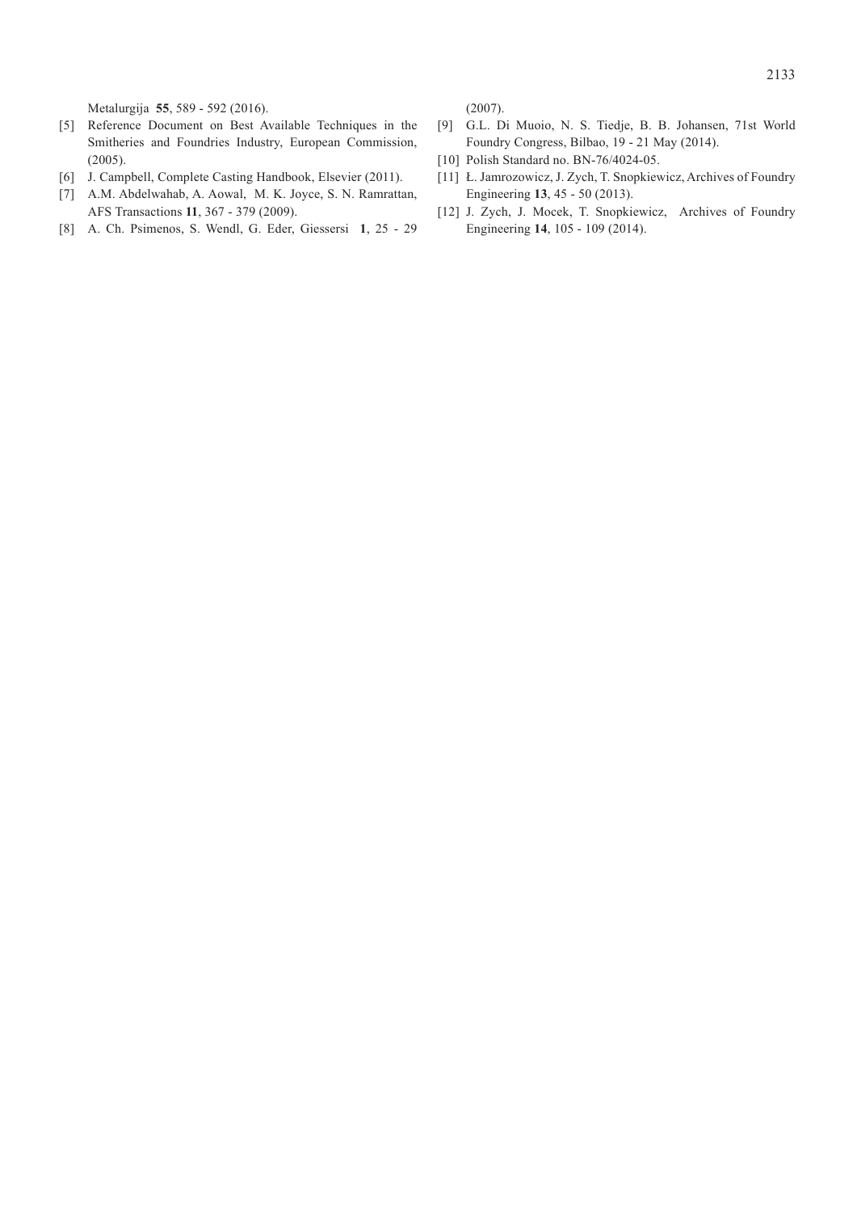Metalurgija **55**, 589 - 592 (2016).

[5] Reference Document on Best Available Techniques in the Smitheries and Foundries Industry, European Commission, (2005).

[6] J. Campbell, Complete Casting Handbook, Elsevier (2011).

[7] A.M. Abdelwahab, A. Aowal, M. K. Joyce, S. N. Ramrattan, AFS Transactions **11**, 367 - 379 (2009).

[8] A. Ch. Psimenos, S. Wendl, G. Eder, Giessersi **1**, 25 - 29 (2007).

[9] G.L. Di Muoio, N. S. Tiedje, B. B. Johansen, 71st World Foundry Congress, Bilbao, 19 - 21 May (2014).

[10] Polish Standard no. BN-76/4024-05.

[11] Ł. Jamrozowicz, J. Zych, T. Snopkiewicz, Archives of Foundry Engineering **13**, 45 - 50 (2013).

[12] J. Zych, J. Mocek, T. Snopkiewicz, Archives of Foundry Engineering **14**, 105 - 109 (2014).